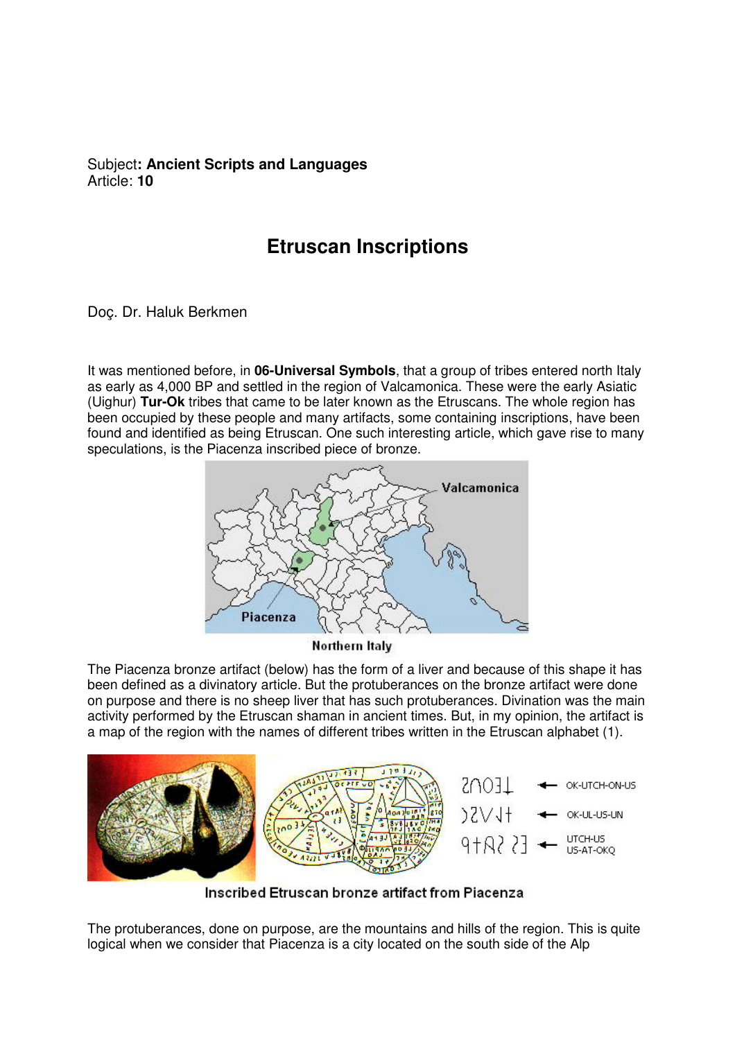Subject**: Ancient Scripts and Languages**
Article: **10**

# Etruscan Inscriptions

Doç. Dr. Haluk Berkmen

It was mentioned before, in **06-Universal Symbols**, that a group of tribes entered north Italy as early as 4,000 BP and settled in the region of Valcamonica. These were the early Asiatic (Uighur) **Tur-Ok** tribes that came to be later known as the Etruscans. The whole region has been occupied by these people and many artifacts, some containing inscriptions, have been found and identified as being Etruscan. One such interesting article, which gave rise to many speculations, is the Piacenza inscribed piece of bronze.

Northern Italy

The Piacenza bronze artifact (below) has the form of a liver and because of this shape it has been defined as a divinatory article. But the protuberances on the bronze artifact were done on purpose and there is no sheep liver that has such protuberances. Divination was the main activity performed by the Etruscan shaman in ancient times. But, in my opinion, the artifact is a map of the region with the names of different tribes written in the Etruscan alphabet (1).

Inscribed Etruscan bronze artifact from Piacenza

The protuberances, done on purpose, are the mountains and hills of the region. This is quite logical when we consider that Piacenza is a city located on the south side of the Alp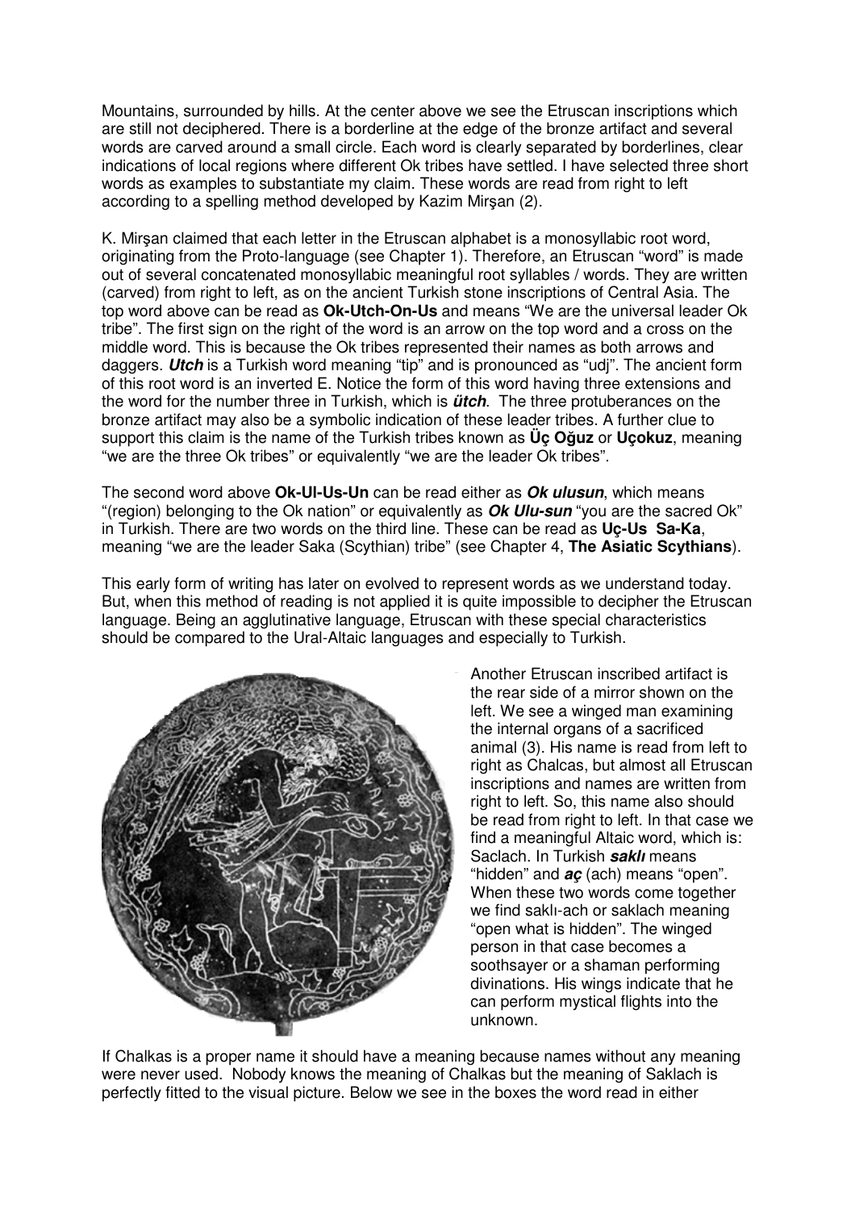Mountains, surrounded by hills. At the center above we see the Etruscan inscriptions which are still not deciphered. There is a borderline at the edge of the bronze artifact and several words are carved around a small circle. Each word is clearly separated by borderlines, clear indications of local regions where different Ok tribes have settled. I have selected three short words as examples to substantiate my claim. These words are read from right to left according to a spelling method developed by Kazim Mirşan (2).

K. Mirşan claimed that each letter in the Etruscan alphabet is a monosyllabic root word, originating from the Proto-language (see Chapter 1). Therefore, an Etruscan "word" is made out of several concatenated monosyllabic meaningful root syllables / words. They are written (carved) from right to left, as on the ancient Turkish stone inscriptions of Central Asia. The top word above can be read as **Ok-Utch-On-Us** and means "We are the universal leader Ok tribe". The first sign on the right of the word is an arrow on the top word and a cross on the middle word. This is because the Ok tribes represented their names as both arrows and daggers. ***Utch*** is a Turkish word meaning "tip" and is pronounced as "udj". The ancient form of this root word is an inverted E. Notice the form of this word having three extensions and the word for the number three in Turkish, which is ***ütch***. The three protuberances on the bronze artifact may also be a symbolic indication of these leader tribes. A further clue to support this claim is the name of the Turkish tribes known as **Üç Oğuz** or **Uçokuz**, meaning "we are the three Ok tribes" or equivalently "we are the leader Ok tribes".

The second word above **Ok-Ul-Us-Un** can be read either as ***Ok ulusun***, which means "(region) belonging to the Ok nation" or equivalently as ***Ok Ulu-sun*** "you are the sacred Ok" in Turkish. There are two words on the third line. These can be read as **Uç-Us Sa-Ka**, meaning "we are the leader Saka (Scythian) tribe" (see Chapter 4, **The Asiatic Scythians**).

This early form of writing has later on evolved to represent words as we understand today. But, when this method of reading is not applied it is quite impossible to decipher the Etruscan language. Being an agglutinative language, Etruscan with these special characteristics should be compared to the Ural-Altaic languages and especially to Turkish.

Another Etruscan inscribed artifact is the rear side of a mirror shown on the left. We see a winged man examining the internal organs of a sacrificed animal (3). His name is read from left to right as Chalcas, but almost all Etruscan inscriptions and names are written from right to left. So, this name also should be read from right to left. In that case we find a meaningful Altaic word, which is: Saclach. In Turkish ***saklı*** means "hidden" and ***aç*** (ach) means "open". When these two words come together we find saklı-ach or saklach meaning "open what is hidden". The winged person in that case becomes a soothsayer or a shaman performing divinations. His wings indicate that he can perform mystical flights into the unknown.

If Chalkas is a proper name it should have a meaning because names without any meaning were never used. Nobody knows the meaning of Chalkas but the meaning of Saklach is perfectly fitted to the visual picture. Below we see in the boxes the word read in either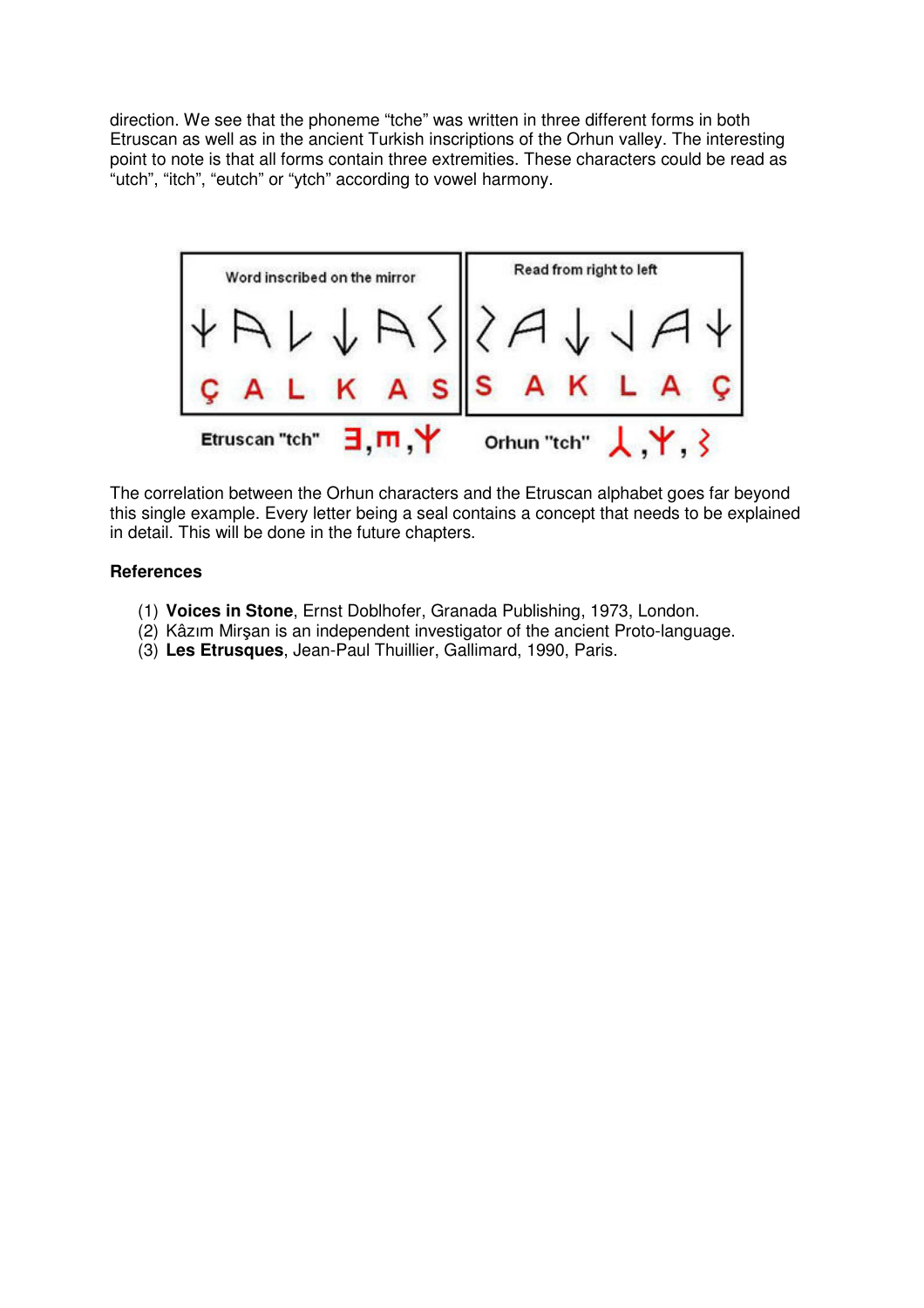direction. We see that the phoneme “tche” was written in three different forms in both Etruscan as well as in the ancient Turkish inscriptions of the Orhun valley. The interesting point to note is that all forms contain three extremities. These characters could be read as “utch”, “itch”, “eutch” or “ytch” according to vowel harmony.

Word inscribed on the mirror

Ç A L K A S

Read from right to left

S A K L A Ç

Etruscan "tch"

Orhun "tch"

The correlation between the Orhun characters and the Etruscan alphabet goes far beyond this single example. Every letter being a seal contains a concept that needs to be explained in detail. This will be done in the future chapters.

**References**

(1) **Voices in Stone**, Ernst Doblhofer, Granada Publishing, 1973, London.
(2) Kâzım Mirşan is an independent investigator of the ancient Proto-language.
(3) **Les Etrusques**, Jean-Paul Thuillier, Gallimard, 1990, Paris.